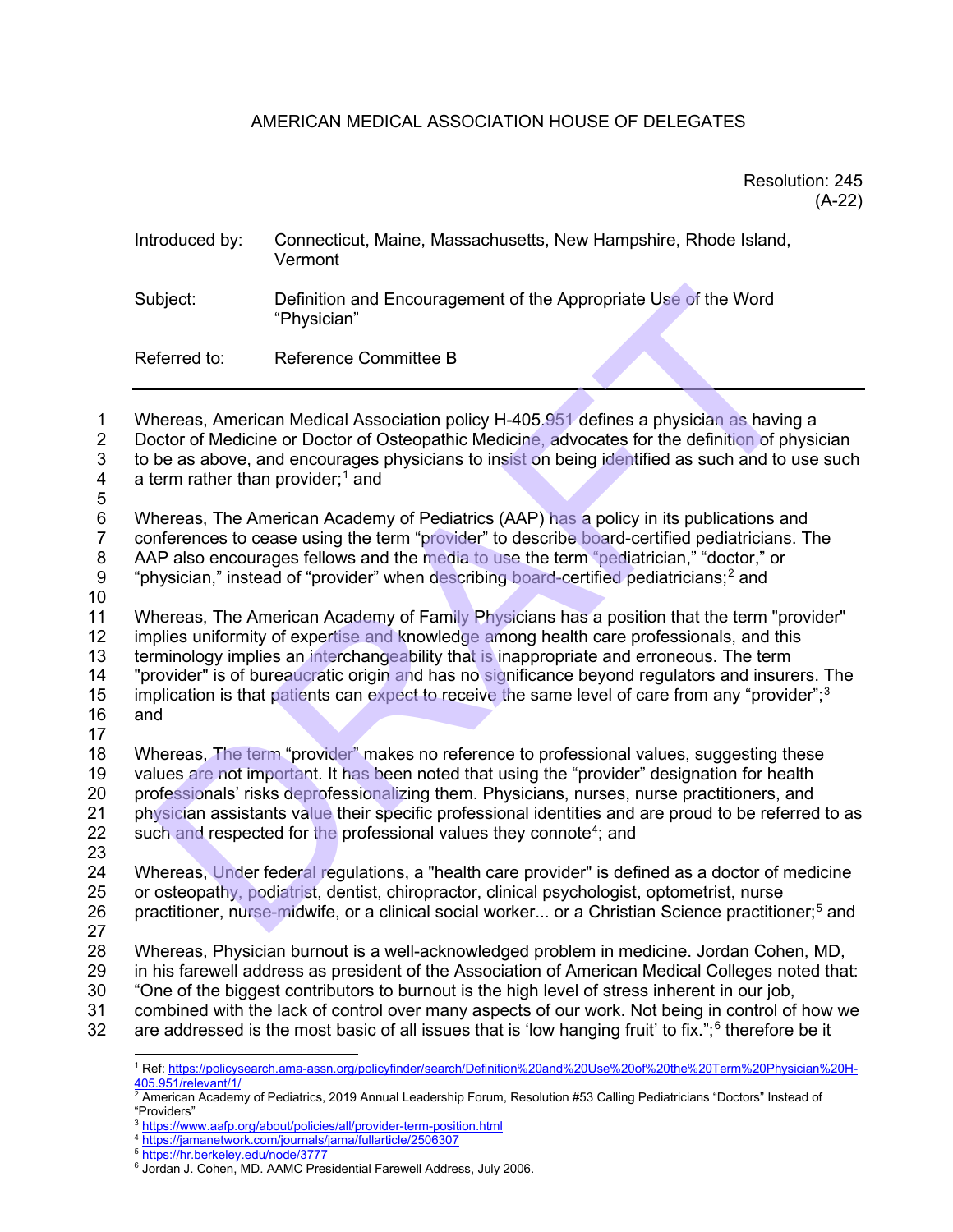AMERICAN MEDICAL ASSOCIATION HOUSE OF DELEGATES

Resolution: 245
(A-22)

Introduced by: Connecticut, Maine, Massachusetts, New Hampshire, Rhode Island, Vermont

Subject: Definition and Encouragement of the Appropriate Use of the Word "Physician"

Referred to: Reference Committee B

---

Whereas, American Medical Association policy H-405.951 defines a physician as having a Doctor of Medicine or Doctor of Osteopathic Medicine, advocates for the definition of physician to be as above, and encourages physicians to insist on being identified as such and to use such a term rather than provider;[1] and

Whereas, The American Academy of Pediatrics (AAP) has a policy in its publications and conferences to cease using the term "provider" to describe board-certified pediatricians. The AAP also encourages fellows and the media to use the term "pediatrician," "doctor," or "physician," instead of "provider" when describing board-certified pediatricians;[2] and

Whereas, The American Academy of Family Physicians has a position that the term "provider" implies uniformity of expertise and knowledge among health care professionals, and this terminology implies an interchangeability that is inappropriate and erroneous. The term "provider" is of bureaucratic origin and has no significance beyond regulators and insurers. The implication is that patients can expect to receive the same level of care from any "provider";[3] and

Whereas, The term "provider" makes no reference to professional values, suggesting these values are not important. It has been noted that using the "provider" designation for health professionals' risks deprofessionalizing them. Physicians, nurses, nurse practitioners, and physician assistants value their specific professional identities and are proud to be referred to as such and respected for the professional values they connote[4]; and

Whereas, Under federal regulations, a "health care provider" is defined as a doctor of medicine or osteopathy, podiatrist, dentist, chiropractor, clinical psychologist, optometrist, nurse practitioner, nurse-midwife, or a clinical social worker... or a Christian Science practitioner;[5] and

Whereas, Physician burnout is a well-acknowledged problem in medicine. Jordan Cohen, MD, in his farewell address as president of the Association of American Medical Colleges noted that: "One of the biggest contributors to burnout is the high level of stress inherent in our job, combined with the lack of control over many aspects of our work. Not being in control of how we are addressed is the most basic of all issues that is 'low hanging fruit' to fix.";[6] therefore be it

---

[1] Ref: https://policysearch.ama-assn.org/policyfinder/search/Definition%20and%20Use%20of%20the%20Term%20Physician%20H-405.951/relevant/1/

[2] American Academy of Pediatrics, 2019 Annual Leadership Forum, Resolution #53 Calling Pediatricians "Doctors" Instead of "Providers"

[3] https://www.aafp.org/about/policies/all/provider-term-position.html

[4] https://jamanetwork.com/journals/jama/fullarticle/2506307

[5] https://hr.berkeley.edu/node/3777

[6] Jordan J. Cohen, MD. AAMC Presidential Farewell Address, July 2006.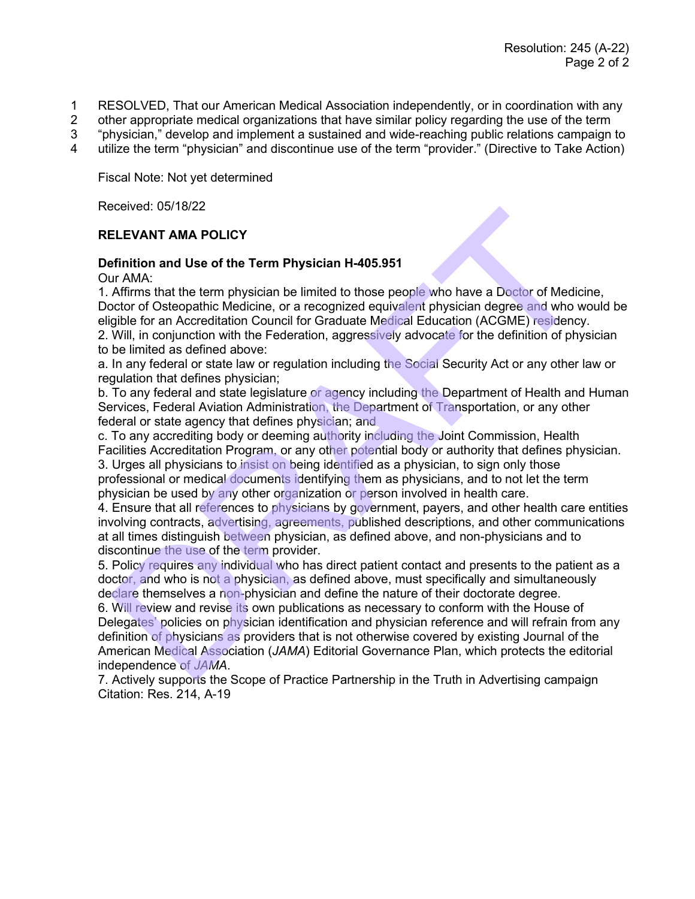RESOLVED, That our American Medical Association independently, or in coordination with any other appropriate medical organizations that have similar policy regarding the use of the term "physician," develop and implement a sustained and wide-reaching public relations campaign to utilize the term "physician" and discontinue use of the term "provider." (Directive to Take Action)

Fiscal Note: Not yet determined

Received: 05/18/22

**RELEVANT AMA POLICY**

**Definition and Use of the Term Physician H-405.951**

Our AMA:

1. Affirms that the term physician be limited to those people who have a Doctor of Medicine, Doctor of Osteopathic Medicine, or a recognized equivalent physician degree and who would be eligible for an Accreditation Council for Graduate Medical Education (ACGME) residency.
2. Will, in conjunction with the Federation, aggressively advocate for the definition of physician to be limited as defined above:
   a. In any federal or state law or regulation including the Social Security Act or any other law or regulation that defines physician;
   b. To any federal and state legislature or agency including the Department of Health and Human Services, Federal Aviation Administration, the Department of Transportation, or any other federal or state agency that defines physician; and
   c. To any accrediting body or deeming authority including the Joint Commission, Health Facilities Accreditation Program, or any other potential body or authority that defines physician.
3. Urges all physicians to insist on being identified as a physician, to sign only those professional or medical documents identifying them as physicians, and to not let the term physician be used by any other organization or person involved in health care.
4. Ensure that all references to physicians by government, payers, and other health care entities involving contracts, advertising, agreements, published descriptions, and other communications at all times distinguish between physician, as defined above, and non-physicians and to discontinue the use of the term provider.
5. Policy requires any individual who has direct patient contact and presents to the patient as a doctor, and who is not a physician, as defined above, must specifically and simultaneously declare themselves a non-physician and define the nature of their doctorate degree.
6. Will review and revise its own publications as necessary to conform with the House of Delegates' policies on physician identification and physician reference and will refrain from any definition of physicians as providers that is not otherwise covered by existing Journal of the American Medical Association (*JAMA*) Editorial Governance Plan, which protects the editorial independence of *JAMA*.
7. Actively supports the Scope of Practice Partnership in the Truth in Advertising campaign

Citation: Res. 214, A-19